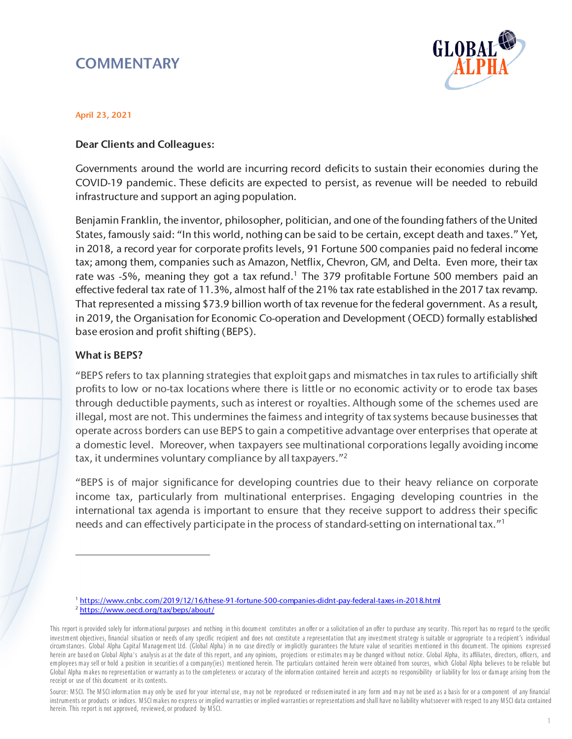# COMMENTARY

April 23, 2021

**Dear Clients and Colleagues:**

Governments around the world are incurring record deficits to sustain their economies during the COVID-19 pandemic. These deficits are expected to persist, as revenue will be needed to rebuild infrastructure and support an aging population.

Benjamin Franklin, the inventor, philosopher, politician, and one of the founding fathers of the United States, famously said: "In this world, nothing can be said to be certain, except death and taxes." Yet, in 2018, a record year for corporate profits levels, 91 Fortune 500 companies paid no federal income tax; among them, companies such as Amazon, Netflix, Chevron, GM, and Delta. Even more, their tax rate was -5%, meaning they got a tax refund.[1] The 379 profitable Fortune 500 members paid an effective federal tax rate of 11.3%, almost half of the 21% tax rate established in the 2017 tax revamp. That represented a missing $73.9 billion worth of tax revenue for the federal government. As a result, in 2019, the Organisation for Economic Co-operation and Development (OECD) formally established base erosion and profit shifting (BEPS).

## What is BEPS?

"BEPS refers to tax planning strategies that exploit gaps and mismatches in tax rules to artificially shift profits to low or no-tax locations where there is little or no economic activity or to erode tax bases through deductible payments, such as interest or royalties. Although some of the schemes used are illegal, most are not. This undermines the fairness and integrity of tax systems because businesses that operate across borders can use BEPS to gain a competitive advantage over enterprises that operate at a domestic level. Moreover, when taxpayers see multinational corporations legally avoiding income tax, it undermines voluntary compliance by all taxpayers."[2]

"BEPS is of major significance for developing countries due to their heavy reliance on corporate income tax, particularly from multinational enterprises. Engaging developing countries in the international tax agenda is important to ensure that they receive support to address their specific needs and can effectively participate in the process of standard-setting on international tax."[1]

---

[1] https://www.cnbc.com/2019/12/16/these-91-fortune-500-companies-didnt-pay-federal-taxes-in-2018.html
[2] https://www.oecd.org/tax/beps/about/

This report is provided solely for informational purposes and nothing in this document constitutes an offer or a solicitation of an offer to purchase any security. This report has no regard to the specific investment objectives, financial situation or needs of any specific recipient and does not constitute a representation that any investment strategy is suitable or appropriate to a recipient's individual circumstances. Global Alpha Capital Management Ltd. (Global Alpha) in no case directly or implicitly guarantees the future value of securities mentioned in this document. The opinions expressed herein are based on Global Alpha's analysis as at the date of this report, and any opinions, projections or estimates may be changed without notice. Global Alpha, its affiliates, directors, officers, and employees may sell or hold a position in securities of a company(ies) mentioned herein. The particulars contained herein were obtained from sources, which Global Alpha believes to be reliable but Global Alpha makes no representation or warranty as to the completeness or accuracy of the information contained herein and accepts no responsibility or liability for loss or damage arising from the receipt or use of this document or its contents.

Source: MSCI. The MSCI information may only be used for your internal use, may not be reproduced or redisseminated in any form and may not be used as a basis for or a component of any financial instruments or products or indices. MSCI makes no express or implied warranties or implied warranties or representations and shall have no liability whatsoever with respect to any MSCI data contained herein. This report is not approved, reviewed, or produced by MSCI.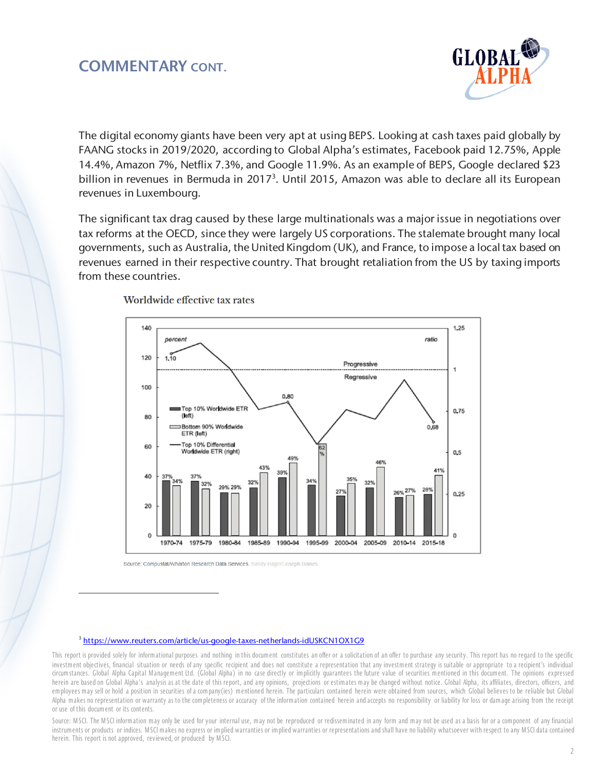## COMMENTARY CONT.

The digital economy giants have been very apt at using BEPS. Looking at cash taxes paid globally by FAANG stocks in 2019/2020, according to Global Alpha's estimates, Facebook paid 12.75%, Apple 14.4%, Amazon 7%, Netflix 7.3%, and Google 11.9%. As an example of BEPS, Google declared $23 billion in revenues in Bermuda in 2017[3]. Until 2015, Amazon was able to declare all its European revenues in Luxembourg.

The significant tax drag caused by these large multinationals was a major issue in negotiations over tax reforms at the OECD, since they were largely US corporations. The stalemate brought many local governments, such as Australia, the United Kingdom (UK), and France, to impose a local tax based on revenues earned in their respective country. That brought retaliation from the US by taxing imports from these countries.

**Worldwide effective tax rates**

| Period | Top 10% Worldwide ETR (left) | Bottom 90% Worldwide ETR (left) |
|---|---|---|
| 1970-74 | 37% | 34% |
| 1975-79 | 37% | 32% |
| 1980-84 | 29% | 29% |
| 1985-89 | 32% | 43% |
| 1990-94 | 39% | 49% |
| 1995-99 | 34% | 62% |
| 2000-04 | 27% | 35% |
| 2005-09 | 32% | 46% |
| 2010-14 | 26% | 27% |
| 2015-18 | 28% | 41% |

Top 10% Differential Worldwide ETR (right): 1.10 (1970-74), 0.80 (1990-94), 0.68 (2015-18). Above 1: Progressive; below 1: Regressive.

Source: Compustat/Wharton Research Data Services. Sandy Hager/Joseph Baines

[3] https://www.reuters.com/article/us-google-taxes-netherlands-idUSKCN1OX1G9

This report is provided solely for informational purposes and nothing in this document constitutes an offer or a solicitation of an offer to purchase any security. This report has no regard to the specific investment objectives, financial situation or needs of any specific recipient and does not constitute a representation that any investment strategy is suitable or appropriate to a recipient's individual circumstances. Global Alpha Capital Management Ltd. (Global Alpha) in no case directly or implicitly guarantees the future value of securities mentioned in this document. The opinions expressed herein are based on Global Alpha's analysis as at the date of this report, and any opinions, projections or estimates may be changed without notice. Global Alpha, its affiliates, directors, officers, and employees may sell or hold a position in securities of a company(ies) mentioned herein. The particulars contained herein were obtained from sources, which Global believes to be reliable but Global Alpha makes no representation or warranty as to the completeness or accuracy of the information contained herein and accepts no responsibility or liability for loss or damage arising from the receipt or use of this document or its contents.

Source: MSCI. The MSCI information may only be used for your internal use, may not be reproduced or redisseminated in any form and may not be used as a basis for or a component of any financial instruments or products or indices. MSCI makes no express or implied warranties or implied warranties or representations and shall have no liability whatsoever with respect to any MSCI data contained herein. This report is not approved, reviewed, or produced by MSCI.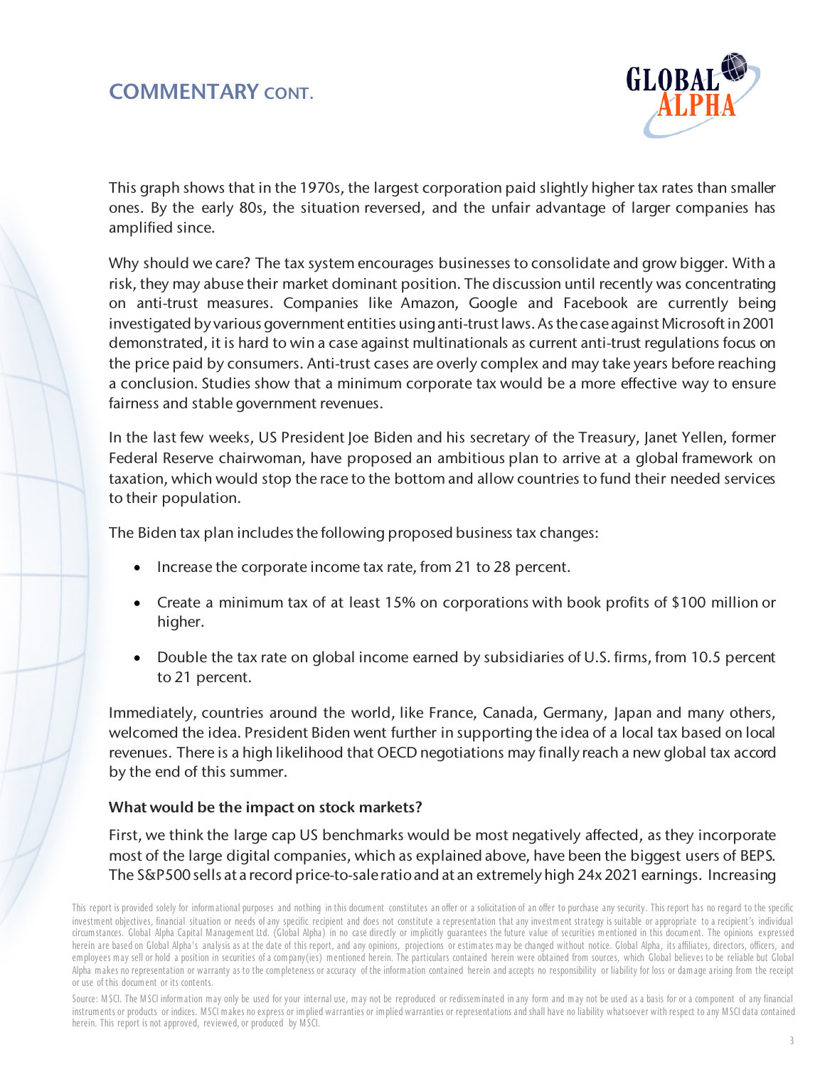## COMMENTARY CONT.

This graph shows that in the 1970s, the largest corporation paid slightly higher tax rates than smaller ones. By the early 80s, the situation reversed, and the unfair advantage of larger companies has amplified since.

Why should we care? The tax system encourages businesses to consolidate and grow bigger. With a risk, they may abuse their market dominant position. The discussion until recently was concentrating on anti-trust measures. Companies like Amazon, Google and Facebook are currently being investigated by various government entities using anti-trust laws. As the case against Microsoft in 2001 demonstrated, it is hard to win a case against multinationals as current anti-trust regulations focus on the price paid by consumers. Anti-trust cases are overly complex and may take years before reaching a conclusion. Studies show that a minimum corporate tax would be a more effective way to ensure fairness and stable government revenues.

In the last few weeks, US President Joe Biden and his secretary of the Treasury, Janet Yellen, former Federal Reserve chairwoman, have proposed an ambitious plan to arrive at a global framework on taxation, which would stop the race to the bottom and allow countries to fund their needed services to their population.

The Biden tax plan includes the following proposed business tax changes:

- Increase the corporate income tax rate, from 21 to 28 percent.
- Create a minimum tax of at least 15% on corporations with book profits of $100 million or higher.
- Double the tax rate on global income earned by subsidiaries of U.S. firms, from 10.5 percent to 21 percent.

Immediately, countries around the world, like France, Canada, Germany, Japan and many others, welcomed the idea. President Biden went further in supporting the idea of a local tax based on local revenues. There is a high likelihood that OECD negotiations may finally reach a new global tax accord by the end of this summer.

### What would be the impact on stock markets?

First, we think the large cap US benchmarks would be most negatively affected, as they incorporate most of the large digital companies, which as explained above, have been the biggest users of BEPS. The S&P500 sells at a record price-to-sale ratio and at an extremely high 24x 2021 earnings. Increasing

This report is provided solely for informational purposes and nothing in this document constitutes an offer or a solicitation of an offer to purchase any security. This report has no regard to the specific investment objectives, financial situation or needs of any specific recipient and does not constitute a representation that any investment strategy is suitable or appropriate to a recipient's individual circumstances. Global Alpha Capital Management Ltd. (Global Alpha) in no case directly or implicitly guarantees the future value of securities mentioned in this document. The opinions expressed herein are based on Global Alpha's analysis as at the date of this report, and any opinions, projections or estimates may be changed without notice. Global Alpha, its affiliates, directors, officers, and employees may sell or hold a position in securities of a company(ies) mentioned herein. The particulars contained herein were obtained from sources, which Global believes to be reliable but Global Alpha makes no representation or warranty as to the completeness or accuracy of the information contained herein and accepts no responsibility or liability for loss or damage arising from the receipt or use of this document or its contents.

Source: MSCI. The MSCI information may only be used for your internal use, may not be reproduced or redisseminated in any form and may not be used as a basis for or a component of any financial instruments or products or indices. MSCI makes no express or implied warranties or implied warranties or representations and shall have no liability whatsoever with respect to any MSCI data contained herein. This report is not approved, reviewed, or produced by MSCI.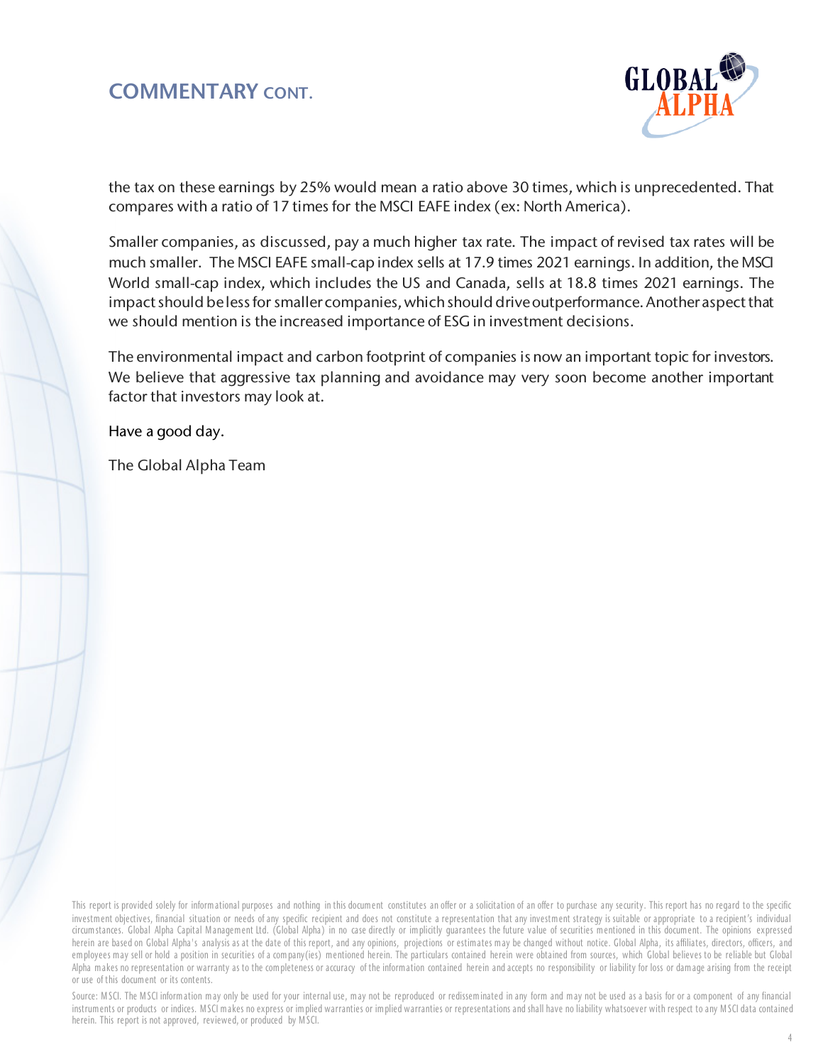## COMMENTARY CONT.

the tax on these earnings by 25% would mean a ratio above 30 times, which is unprecedented. That compares with a ratio of 17 times for the MSCI EAFE index (ex: North America).

Smaller companies, as discussed, pay a much higher tax rate. The impact of revised tax rates will be much smaller. The MSCI EAFE small-cap index sells at 17.9 times 2021 earnings. In addition, the MSCI World small-cap index, which includes the US and Canada, sells at 18.8 times 2021 earnings. The impact should be less for smaller companies, which should drive outperformance. Another aspect that we should mention is the increased importance of ESG in investment decisions.

The environmental impact and carbon footprint of companies is now an important topic for investors. We believe that aggressive tax planning and avoidance may very soon become another important factor that investors may look at.

Have a good day.

The Global Alpha Team

This report is provided solely for informational purposes and nothing in this document constitutes an offer or a solicitation of an offer to purchase any security. This report has no regard to the specific investment objectives, financial situation or needs of any specific recipient and does not constitute a representation that any investment strategy is suitable or appropriate to a recipient's individual circumstances. Global Alpha Capital Management Ltd. (Global Alpha) in no case directly or implicitly guarantees the future value of securities mentioned in this document. The opinions expressed herein are based on Global Alpha's analysis as at the date of this report, and any opinions, projections or estimates may be changed without notice. Global Alpha, its affiliates, directors, officers, and employees may sell or hold a position in securities of a company(ies) mentioned herein. The particulars contained herein were obtained from sources, which Global believes to be reliable but Global Alpha makes no representation or warranty as to the completeness or accuracy of the information contained herein and accepts no responsibility or liability for loss or damage arising from the receipt or use of this document or its contents.

Source: MSCI. The MSCI information may only be used for your internal use, may not be reproduced or redisseminated in any form and may not be used as a basis for or a component of any financial instruments or products or indices. MSCI makes no express or implied warranties or implied warranties or representations and shall have no liability whatsoever with respect to any MSCI data contained herein. This report is not approved, reviewed, or produced by MSCI.